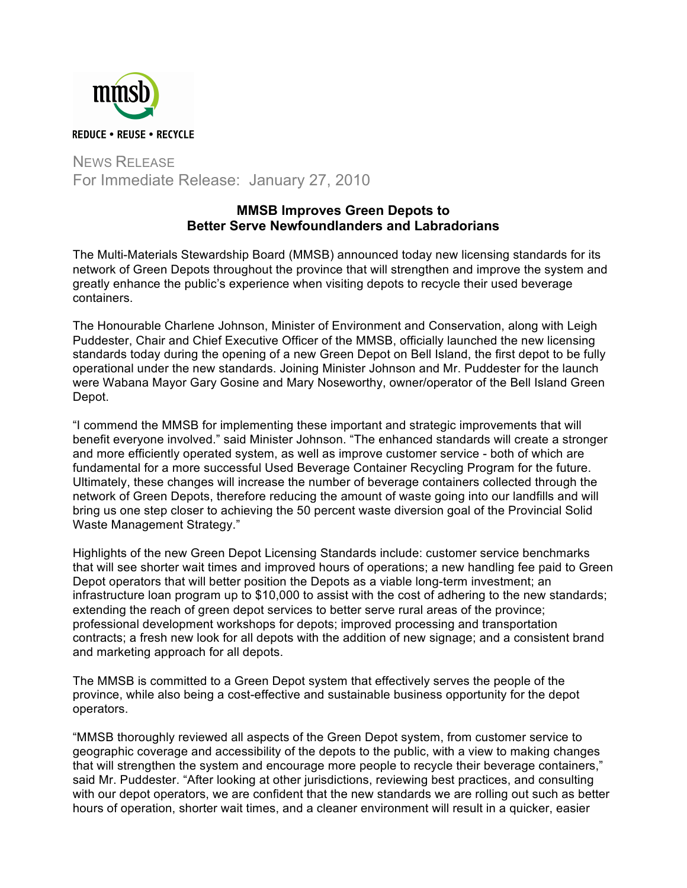mmsb

REDUCE • REUSE • RECYCLE

NEWS RELEASE
For Immediate Release: January 27, 2010

## MMSB Improves Green Depots to Better Serve Newfoundlanders and Labradorians

The Multi-Materials Stewardship Board (MMSB) announced today new licensing standards for its network of Green Depots throughout the province that will strengthen and improve the system and greatly enhance the public's experience when visiting depots to recycle their used beverage containers.

The Honourable Charlene Johnson, Minister of Environment and Conservation, along with Leigh Puddester, Chair and Chief Executive Officer of the MMSB, officially launched the new licensing standards today during the opening of a new Green Depot on Bell Island, the first depot to be fully operational under the new standards. Joining Minister Johnson and Mr. Puddester for the launch were Wabana Mayor Gary Gosine and Mary Noseworthy, owner/operator of the Bell Island Green Depot.

"I commend the MMSB for implementing these important and strategic improvements that will benefit everyone involved." said Minister Johnson. "The enhanced standards will create a stronger and more efficiently operated system, as well as improve customer service - both of which are fundamental for a more successful Used Beverage Container Recycling Program for the future. Ultimately, these changes will increase the number of beverage containers collected through the network of Green Depots, therefore reducing the amount of waste going into our landfills and will bring us one step closer to achieving the 50 percent waste diversion goal of the Provincial Solid Waste Management Strategy."

Highlights of the new Green Depot Licensing Standards include: customer service benchmarks that will see shorter wait times and improved hours of operations; a new handling fee paid to Green Depot operators that will better position the Depots as a viable long-term investment; an infrastructure loan program up to $10,000 to assist with the cost of adhering to the new standards; extending the reach of green depot services to better serve rural areas of the province; professional development workshops for depots; improved processing and transportation contracts; a fresh new look for all depots with the addition of new signage; and a consistent brand and marketing approach for all depots.

The MMSB is committed to a Green Depot system that effectively serves the people of the province, while also being a cost-effective and sustainable business opportunity for the depot operators.

"MMSB thoroughly reviewed all aspects of the Green Depot system, from customer service to geographic coverage and accessibility of the depots to the public, with a view to making changes that will strengthen the system and encourage more people to recycle their beverage containers," said Mr. Puddester. "After looking at other jurisdictions, reviewing best practices, and consulting with our depot operators, we are confident that the new standards we are rolling out such as better hours of operation, shorter wait times, and a cleaner environment will result in a quicker, easier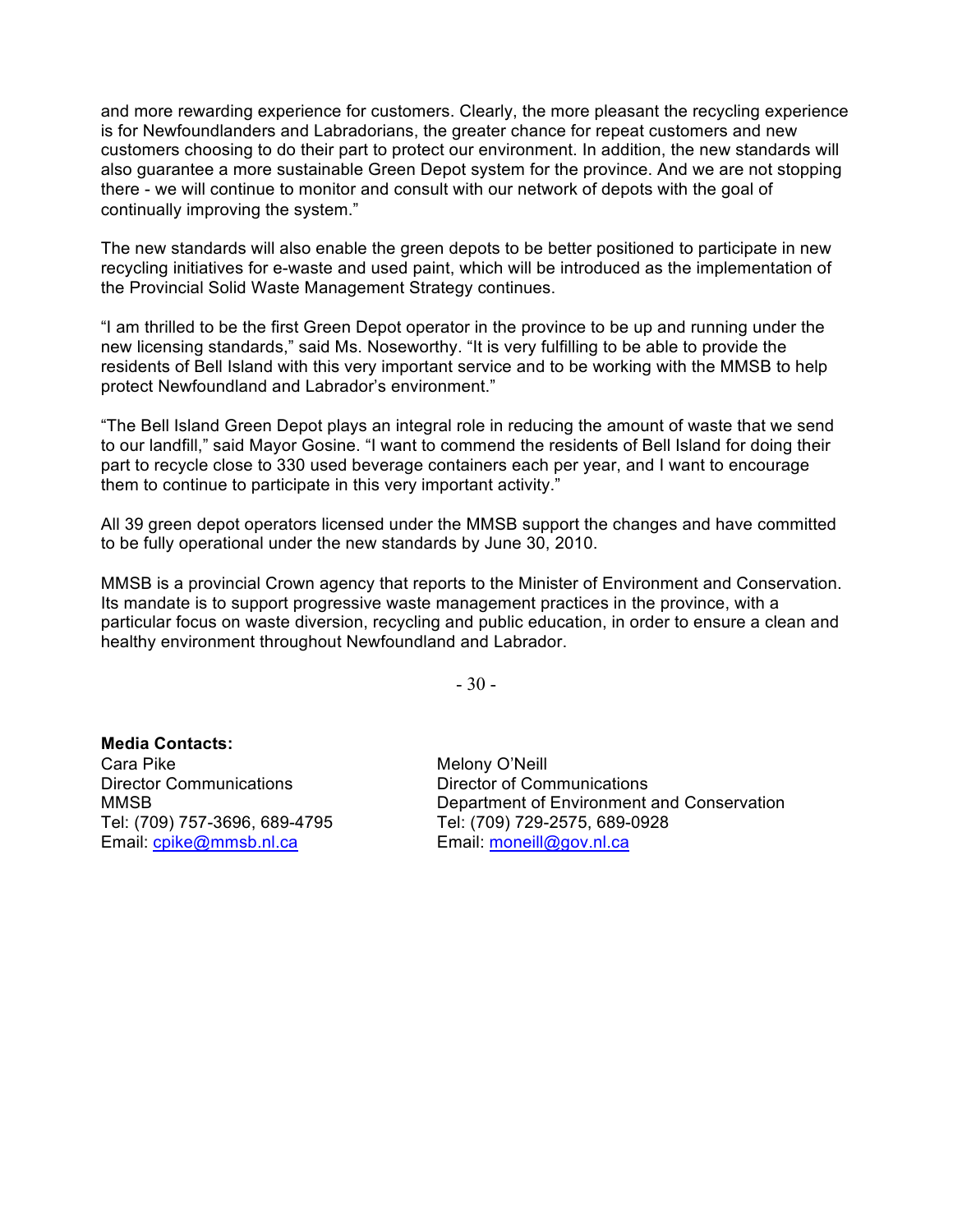and more rewarding experience for customers. Clearly, the more pleasant the recycling experience is for Newfoundlanders and Labradorians, the greater chance for repeat customers and new customers choosing to do their part to protect our environment. In addition, the new standards will also guarantee a more sustainable Green Depot system for the province. And we are not stopping there - we will continue to monitor and consult with our network of depots with the goal of continually improving the system."

The new standards will also enable the green depots to be better positioned to participate in new recycling initiatives for e-waste and used paint, which will be introduced as the implementation of the Provincial Solid Waste Management Strategy continues.

"I am thrilled to be the first Green Depot operator in the province to be up and running under the new licensing standards," said Ms. Noseworthy. "It is very fulfilling to be able to provide the residents of Bell Island with this very important service and to be working with the MMSB to help protect Newfoundland and Labrador's environment."

"The Bell Island Green Depot plays an integral role in reducing the amount of waste that we send to our landfill," said Mayor Gosine. "I want to commend the residents of Bell Island for doing their part to recycle close to 330 used beverage containers each per year, and I want to encourage them to continue to participate in this very important activity."

All 39 green depot operators licensed under the MMSB support the changes and have committed to be fully operational under the new standards by June 30, 2010.

MMSB is a provincial Crown agency that reports to the Minister of Environment and Conservation. Its mandate is to support progressive waste management practices in the province, with a particular focus on waste diversion, recycling and public education, in order to ensure a clean and healthy environment throughout Newfoundland and Labrador.

- 30 -

**Media Contacts:**

Cara Pike
Director Communications
MMSB
Tel: (709) 757-3696, 689-4795
Email: cpike@mmsb.nl.ca

Melony O'Neill
Director of Communications
Department of Environment and Conservation
Tel: (709) 729-2575, 689-0928
Email: moneill@gov.nl.ca